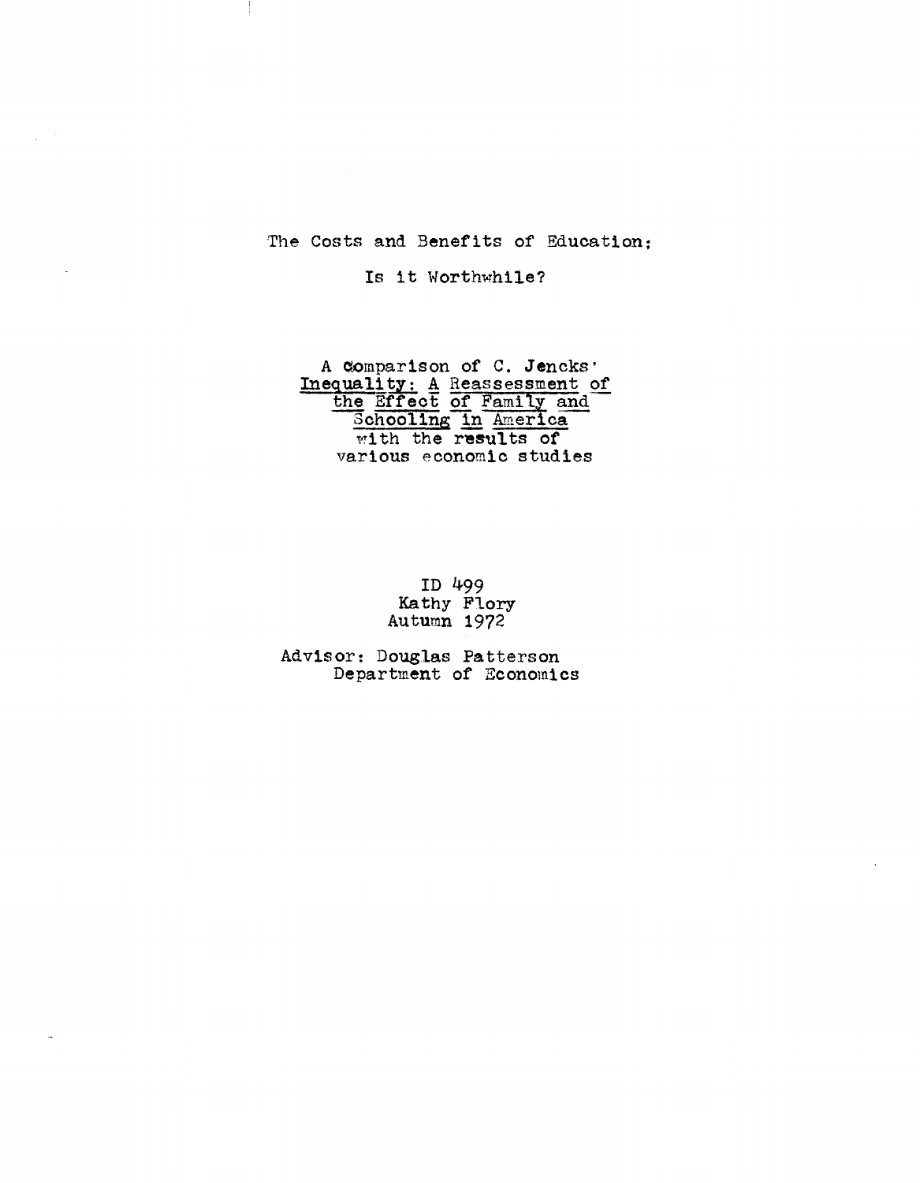# The Costs and Benefits of Education:

## Is it Worthwhile?

A Comparison of C. Jencks' *Inequality: A Reassessment of the Effect of Family and Schooling in America* with the results of various economic studies

ID 499
Kathy Flory
Autumn 1972

Advisor: Douglas Patterson
Department of Economics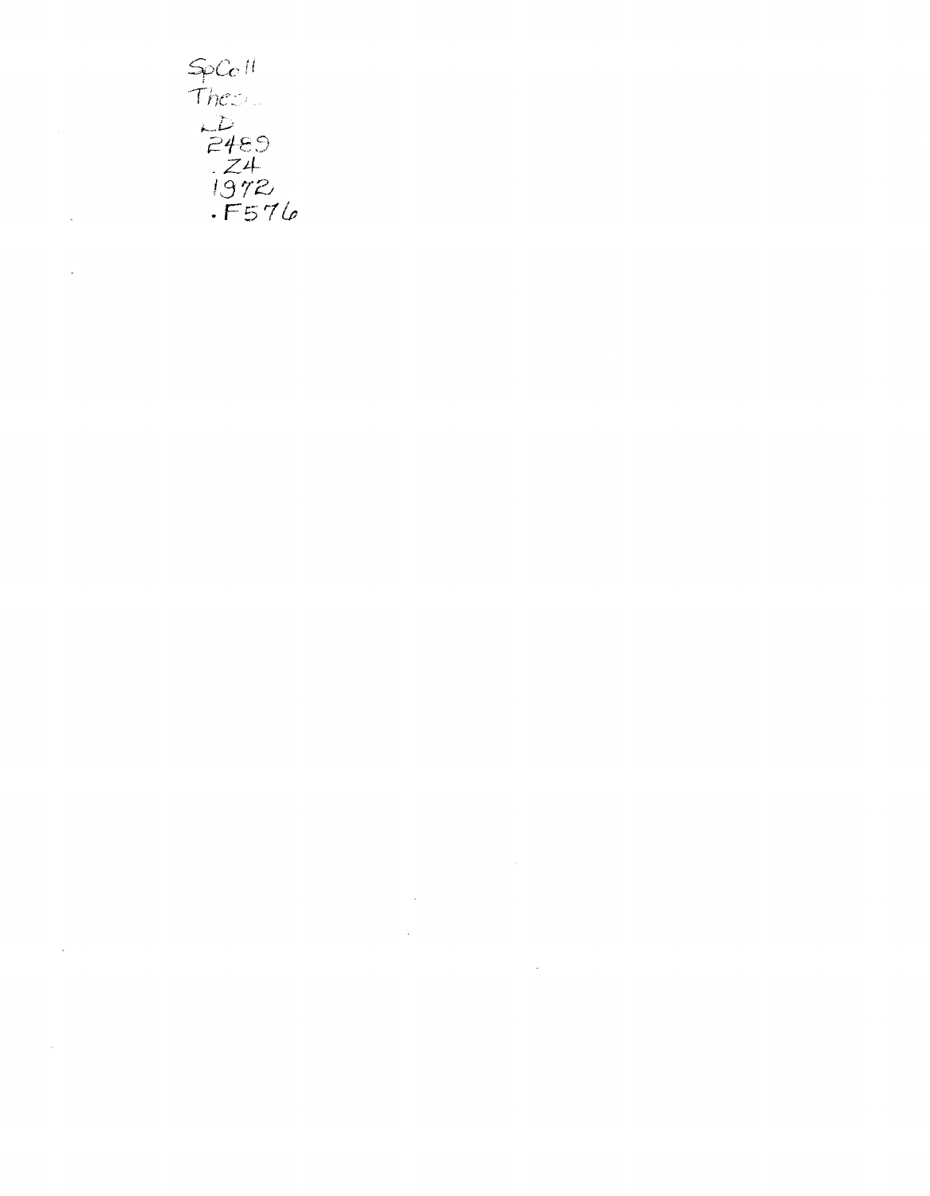SpColl
Thes...
LD
2489
.Z4
1972
.F576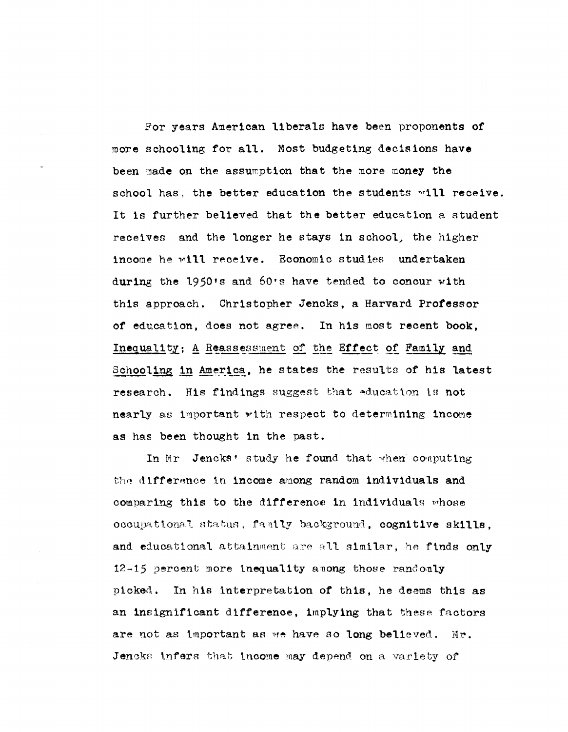For years American liberals have been proponents of more schooling for all. Most budgeting decisions have been made on the assumption that the more money the school has, the better education the students will receive. It is further believed that the better education a student receives and the longer he stays in school, the higher income he will receive. Economic studies undertaken during the 1950's and 60's have tended to concur with this approach. Christopher Jencks, a Harvard Professor of education, does not agree. In his most recent book, Inequality; A Reassessment of the Effect of Family and Schooling in America, he states the results of his latest research. His findings suggest that education is not nearly as important with respect to determining income as has been thought in the past.

In Mr. Jencks' study he found that when computing the difference in income among random individuals and comparing this to the difference in individuals whose occupational status, family background, cognitive skills, and educational attainment are all similar, he finds only 12-15 percent more inequality among those randomly picked. In his interpretation of this, he deems this as an insignificant difference, implying that these factors are not as important as we have so long believed. Mr. Jencks infers that income may depend on a variety of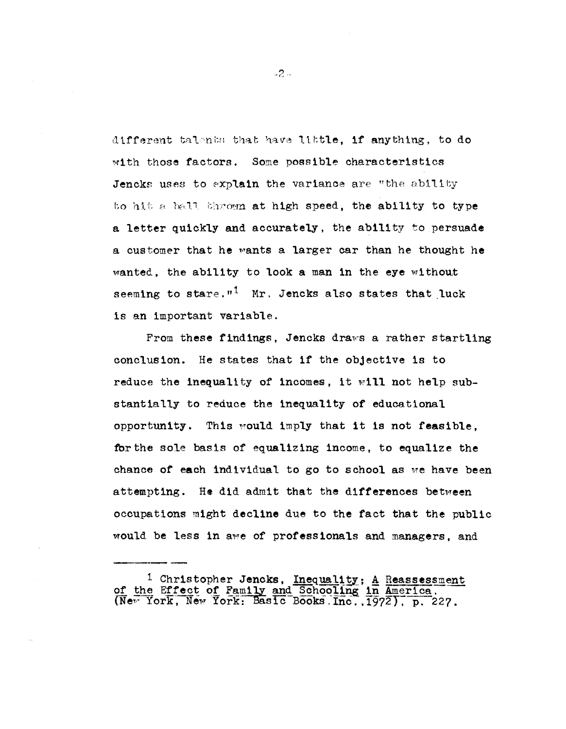different talents that have little, if anything, to do with those factors. Some possible characteristics Jencks uses to explain the variance are "the ability to hit a ball thrown at high speed, the ability to type a letter quickly and accurately, the ability to persuade a customer that he wants a larger car than he thought he wanted, the ability to look a man in the eye without seeming to stare."[1] Mr. Jencks also states that luck is an important variable.

From these findings, Jencks draws a rather startling conclusion. He states that if the objective is to reduce the inequality of incomes, it will not help substantially to reduce the inequality of educational opportunity. This would imply that it is not feasible, for the sole basis of equalizing income, to equalize the chance of each individual to go to school as we have been attempting. He did admit that the differences between occupations might decline due to the fact that the public would be less in awe of professionals and managers, and

---

[1] Christopher Jencks, Inequality; A Reassessment of the Effect of Family and Schooling in America, (New York, New York: Basic Books Inc., 1972), p. 227.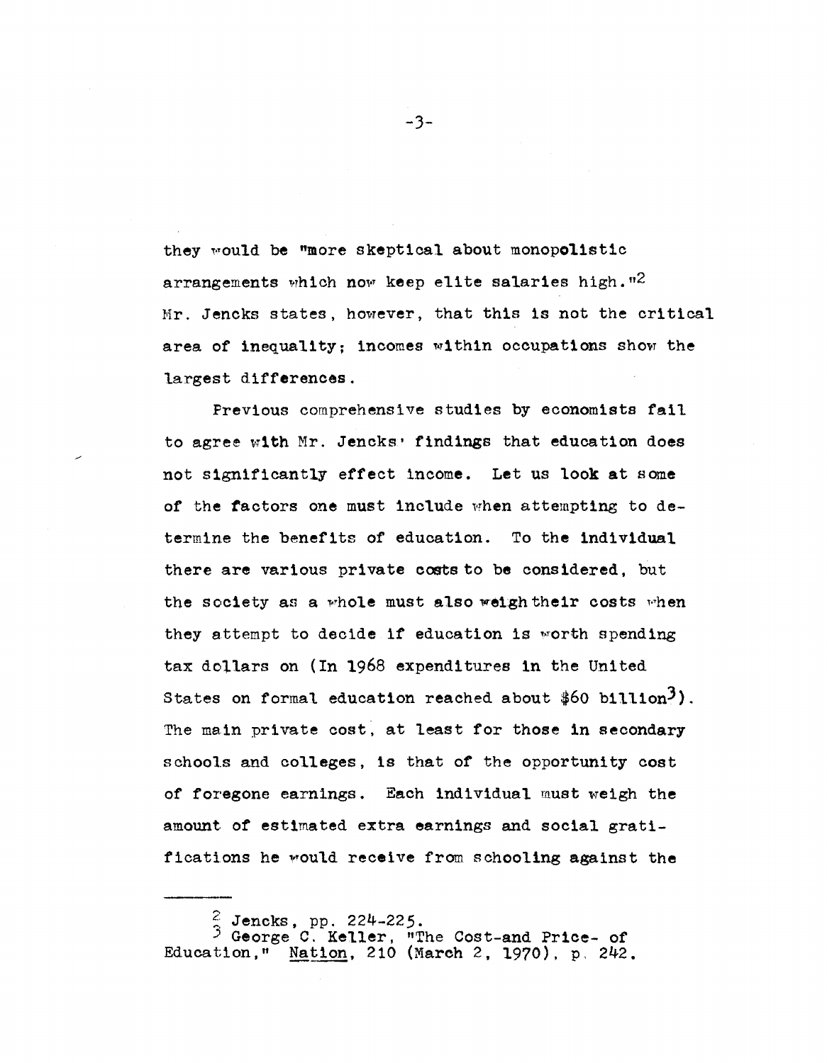they would be "more skeptical about monopolistic arrangements which now keep elite salaries high."[2] Mr. Jencks states, however, that this is not the critical area of inequality; incomes within occupations show the largest differences.

Previous comprehensive studies by economists fail to agree with Mr. Jencks' findings that education does not significantly effect income. Let us look at some of the factors one must include when attempting to determine the benefits of education. To the individual there are various private costs to be considered, but the society as a whole must also weigh their costs when they attempt to decide if education is worth spending tax dollars on (In 1968 expenditures in the United States on formal education reached about $60 billion[3]). The main private cost, at least for those in secondary schools and colleges, is that of the opportunity cost of foregone earnings. Each individual must weigh the amount of estimated extra earnings and social gratifications he would receive from schooling against the

---

[2] Jencks, pp. 224-225.

[3] George C. Keller, "The Cost-and Price- of Education," Nation, 210 (March 2, 1970), p. 242.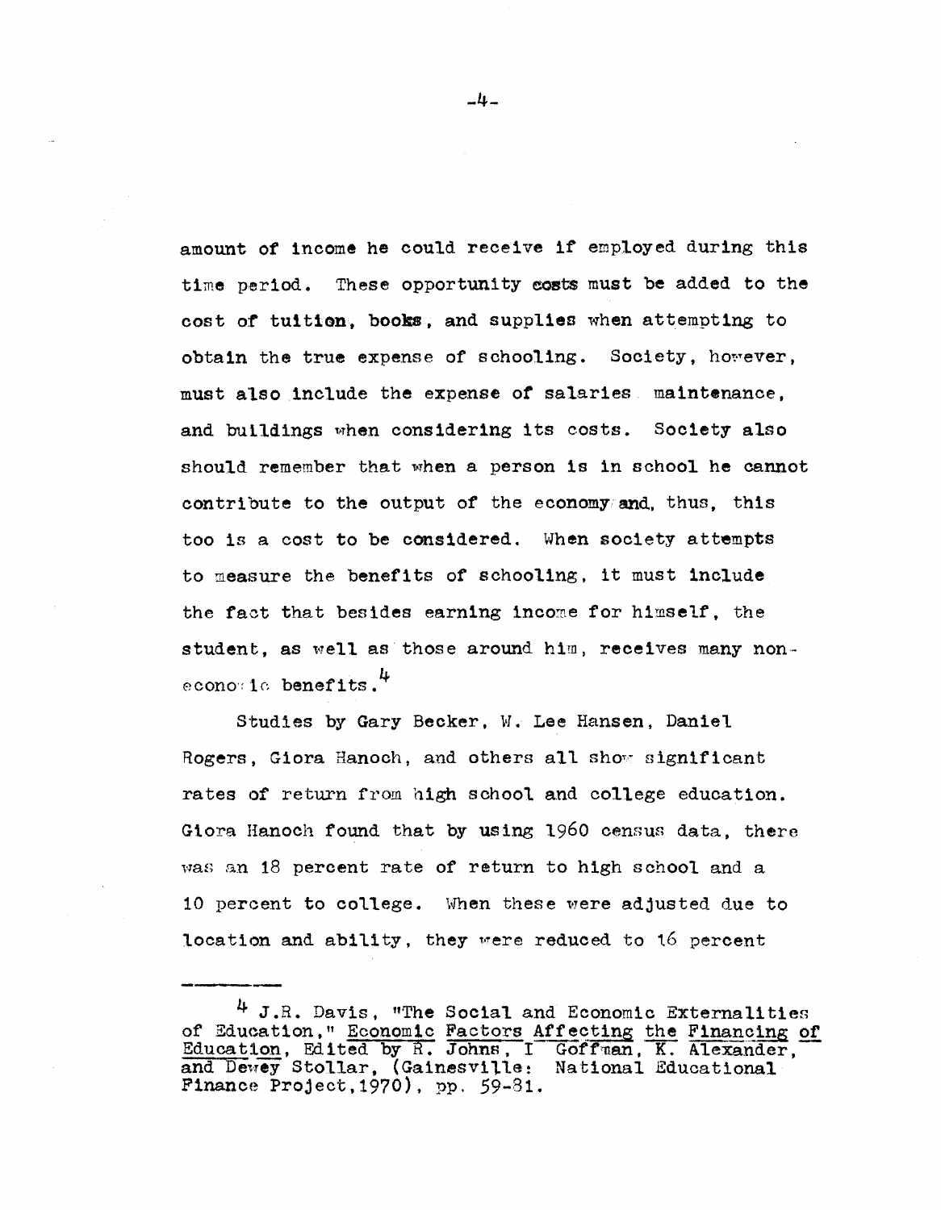amount of income he could receive if employed during this time period. These opportunity costs must be added to the cost of tuition, books, and supplies when attempting to obtain the true expense of schooling. Society, however, must also include the expense of salaries maintenance, and buildings when considering its costs. Society also should remember that when a person is in school he cannot contribute to the output of the economy and, thus, this too is a cost to be considered. When society attempts to measure the benefits of schooling, it must include the fact that besides earning income for himself, the student, as well as those around him, receives many non-economic benefits.[4]

Studies by Gary Becker, W. Lee Hansen, Daniel Rogers, Giora Hanoch, and others all show significant rates of return from high school and college education. Giora Hanoch found that by using 1960 census data, there was an 18 percent rate of return to high school and a 10 percent to college. When these were adjusted due to location and ability, they were reduced to 16 percent

---

[4] J.R. Davis, "The Social and Economic Externalities of Education," Economic Factors Affecting the Financing of Education, Edited by R. Johns, I Goffman, K. Alexander, and Dewey Stollar, (Gainesville: National Educational Finance Project, 1970), pp. 59-81.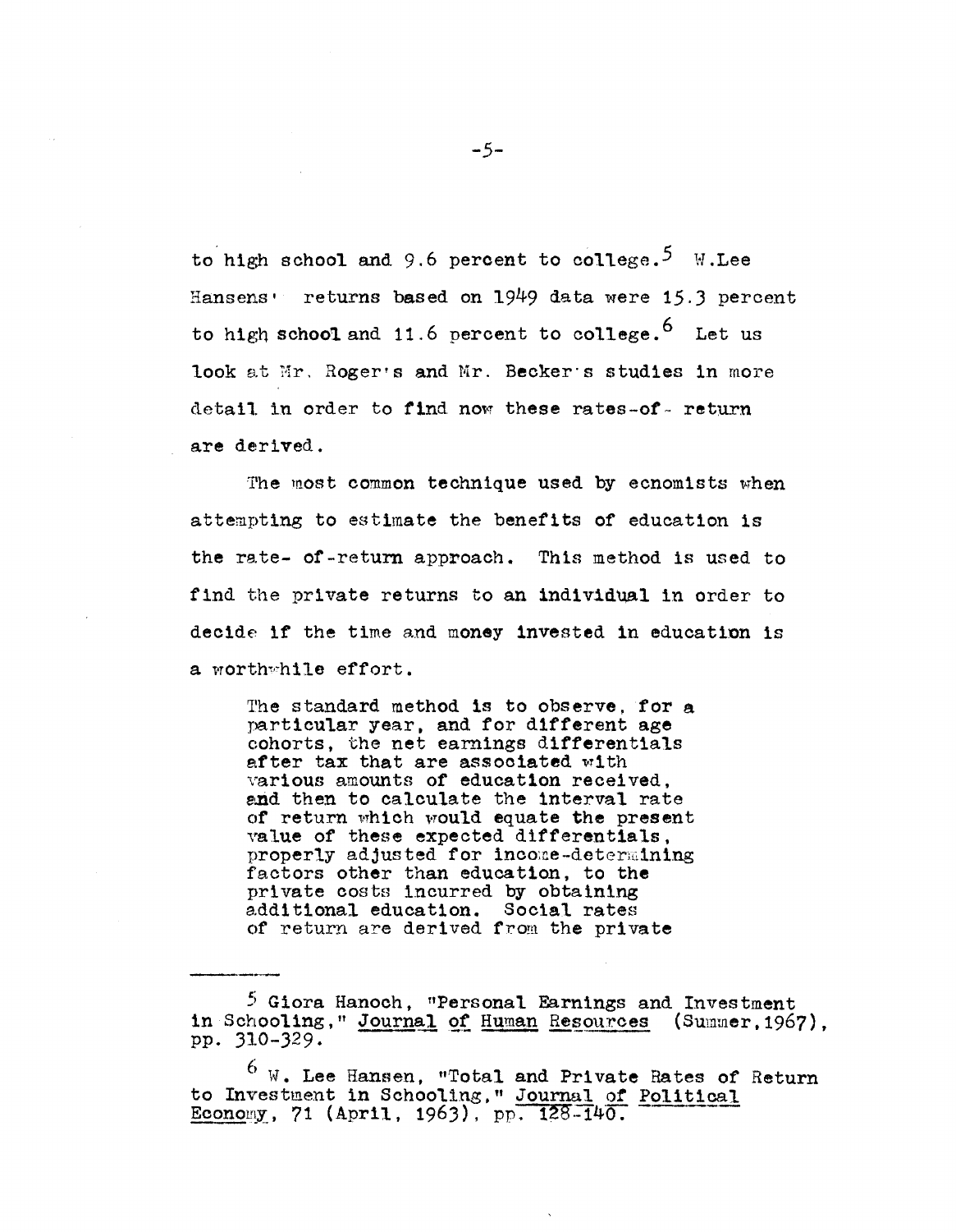to high school and 9.6 percent to college.[5] W.Lee Hansens' returns based on 1949 data were 15.3 percent to high school and 11.6 percent to college.[6] Let us look at Mr. Roger's and Mr. Becker's studies in more detail in order to find now these rates-of- return are derived.

The most common technique used by ecnomists when attempting to estimate the benefits of education is the rate- of-return approach. This method is used to find the private returns to an individual in order to decide if the time and money invested in education is a worthwhile effort.

> The standard method is to observe, for a particular year, and for different age cohorts, the net earnings differentials after tax that are associated with various amounts of education received, and then to calculate the interval rate of return which would equate the present value of these expected differentials, properly adjusted for income-determining factors other than education, to the private costs incurred by obtaining additional education. Social rates of return are derived from the private

---

[5] Giora Hanoch, "Personal Earnings and Investment in Schooling," Journal of Human Resources (Summer,1967), pp. 310-329.

[6] W. Lee Hansen, "Total and Private Rates of Return to Investment in Schooling," Journal of Political Economy, 71 (April, 1963), pp. 128-140.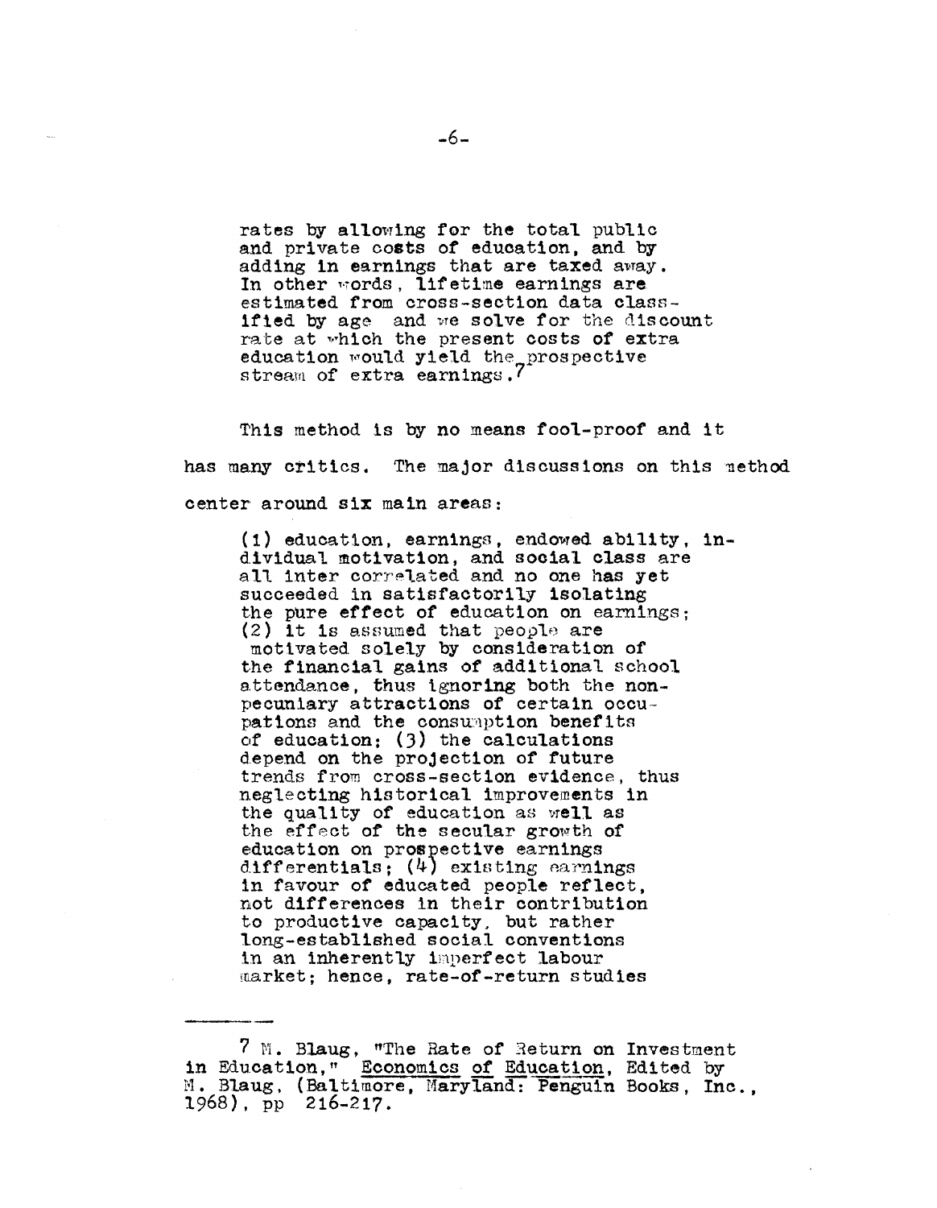rates by allowing for the total public and private costs of education, and by adding in earnings that are taxed away. In other words, lifetime earnings are estimated from cross-section data classified by age and we solve for the discount rate at which the present costs of extra education would yield the prospective stream of extra earnings.[7]

This method is by no means fool-proof and it has many critics. The major discussions on this method center around six main areas:

> (1) education, earnings, endowed ability, individual motivation, and social class are all inter correlated and no one has yet succeeded in satisfactorily isolating the pure effect of education on earnings; (2) it is assumed that people are motivated solely by consideration of the financial gains of additional school attendance, thus ignoring both the non-pecuniary attractions of certain occupations and the consumption benefits of education; (3) the calculations depend on the projection of future trends from cross-section evidence, thus neglecting historical improvements in the quality of education as well as the effect of the secular growth of education on prospective earnings differentials; (4) existing earnings in favour of educated people reflect, not differences in their contribution to productive capacity, but rather long-established social conventions in an inherently imperfect labour market; hence, rate-of-return studies

---

[7] M. Blaug, "The Rate of Return on Investment in Education," Economics of Education, Edited by M. Blaug, (Baltimore, Maryland: Penguin Books, Inc., 1968), pp 216-217.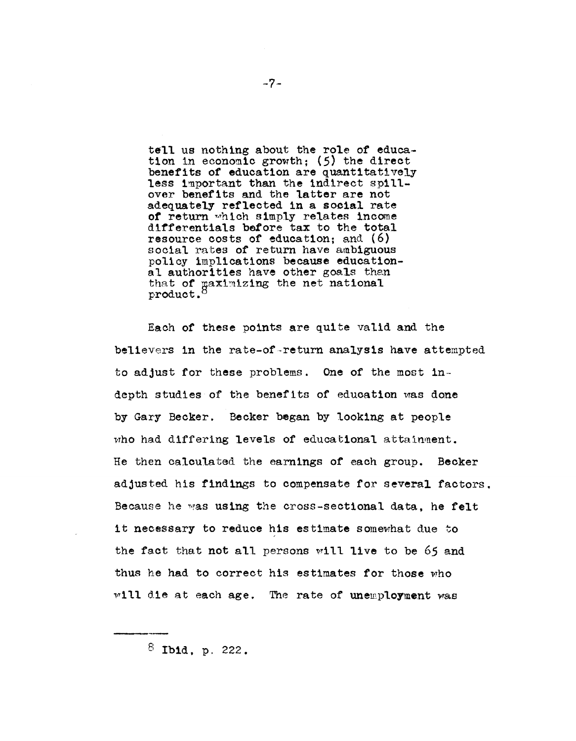> tell us nothing about the role of education in economic growth; (5) the direct benefits of education are quantitatively less important than the indirect spillover benefits and the latter are not adequately reflected in a social rate of return which simply relates income differentials before tax to the total resource costs of education; and (6) social rates of return have ambiguous policy implications because educational authorities have other goals than that of maximizing the net national product.[8]

Each of these points are quite valid and the believers in the rate-of-return analysis have attempted to adjust for these problems. One of the most in-depth studies of the benefits of education was done by Gary Becker. Becker began by looking at people who had differing levels of educational attainment. He then calculated the earnings of each group. Becker adjusted his findings to compensate for several factors. Because he was using the cross-sectional data, he felt it necessary to reduce his estimate somewhat due to the fact that not all persons will live to be 65 and thus he had to correct his estimates for those who will die at each age. The rate of unemployment was

---

[8] Ibid, p. 222.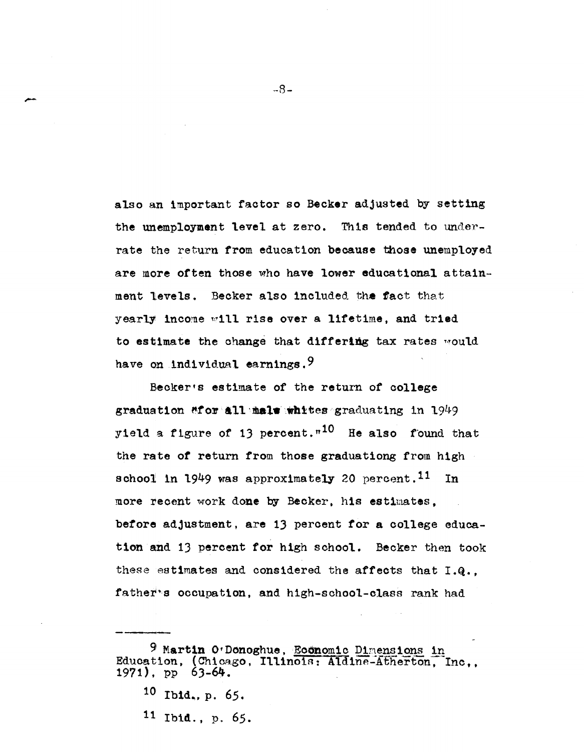also an important factor so Becker adjusted by setting the unemployment level at zero. This tended to underrate the return from education because those unemployed are more often those who have lower educational attainment levels. Becker also included the fact that yearly income will rise over a lifetime, and tried to estimate the change that differing tax rates would have on individual earnings.[9]

Becker's estimate of the return of college graduation "for all male whites graduating in 1949 yield a figure of 13 percent."[10] He also found that the rate of return from those graduationg from high school in 1949 was approximately 20 percent.[11] In more recent work done by Becker, his estimates, before adjustment, are 13 percent for a college education and 13 percent for high school. Becker then took these estimates and considered the affects that I.Q., father's occupation, and high-school-class rank had

---

[9] Martin O'Donoghue, Economic Dimensions in Education, (Chicago, Illinois: Aldine-Atherton, Inc., 1971), pp 63-64.

[10] Ibid., p. 65.

[11] Ibid., p. 65.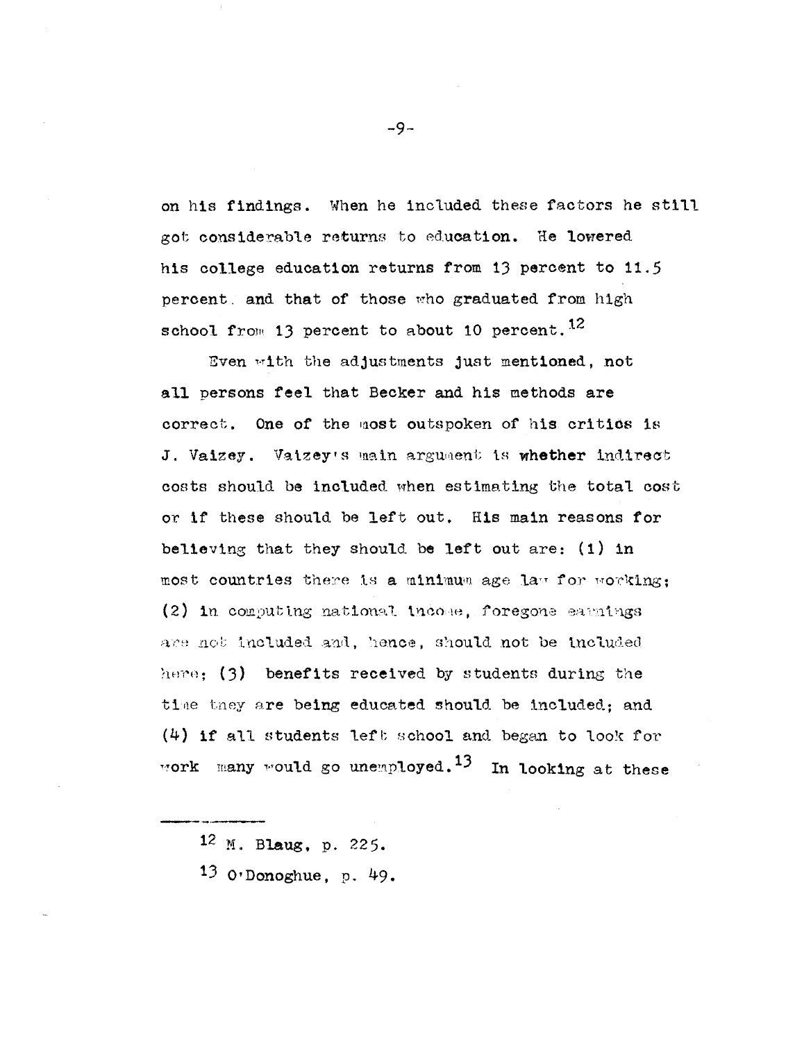on his findings. When he included these factors he still got considerable returns to education. He lowered his college education returns from 13 percent to 11.5 percent and that of those who graduated from high school from 13 percent to about 10 percent.[12]

Even with the adjustments just mentioned, not all persons feel that Becker and his methods are correct. One of the most outspoken of his critics is J. Vaizey. Vaizey's main argument is whether indirect costs should be included when estimating the total cost or if these should be left out. His main reasons for believing that they should be left out are: (1) in most countries there is a minimum age law for working; (2) in computing national income, foregone earnings are not included and, hence, should not be included here; (3) benefits received by students during the time they are being educated should be included; and (4) if all students left school and began to look for work many would go unemployed.[13] In looking at these

---

[12] M. Blaug, p. 225.

[13] O'Donoghue, p. 49.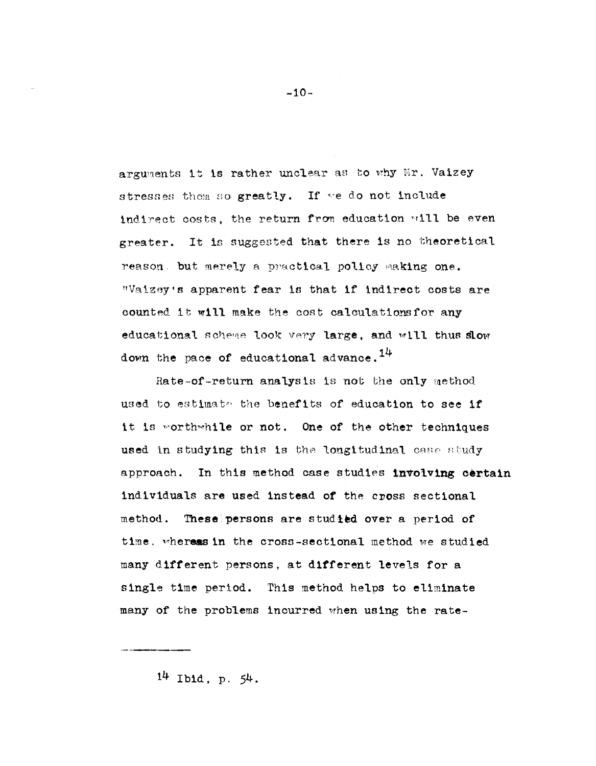arguments it is rather unclear as to why Mr. Vaizey stresses them so greatly. If we do not include indirect costs, the return from education will be even greater. It is suggested that there is no theoretical reason but merely a practical policy making one. "Vaizey's apparent fear is that if indirect costs are counted it will make the cost calculations for any educational scheme look very large, and will thus slow down the pace of educational advance.[14]

Rate-of-return analysis is not the only method used to estimate the benefits of education to see if it is worthwhile or not. One of the other techniques used in studying this is the longitudinal case study approach. In this method case studies involving certain individuals are used instead of the cross sectional method. These persons are studied over a period of time, whereas in the cross-sectional method we studied many different persons, at different levels for a single time period. This method helps to eliminate many of the problems incurred when using the rate-

---

[14] Ibid, p. 54.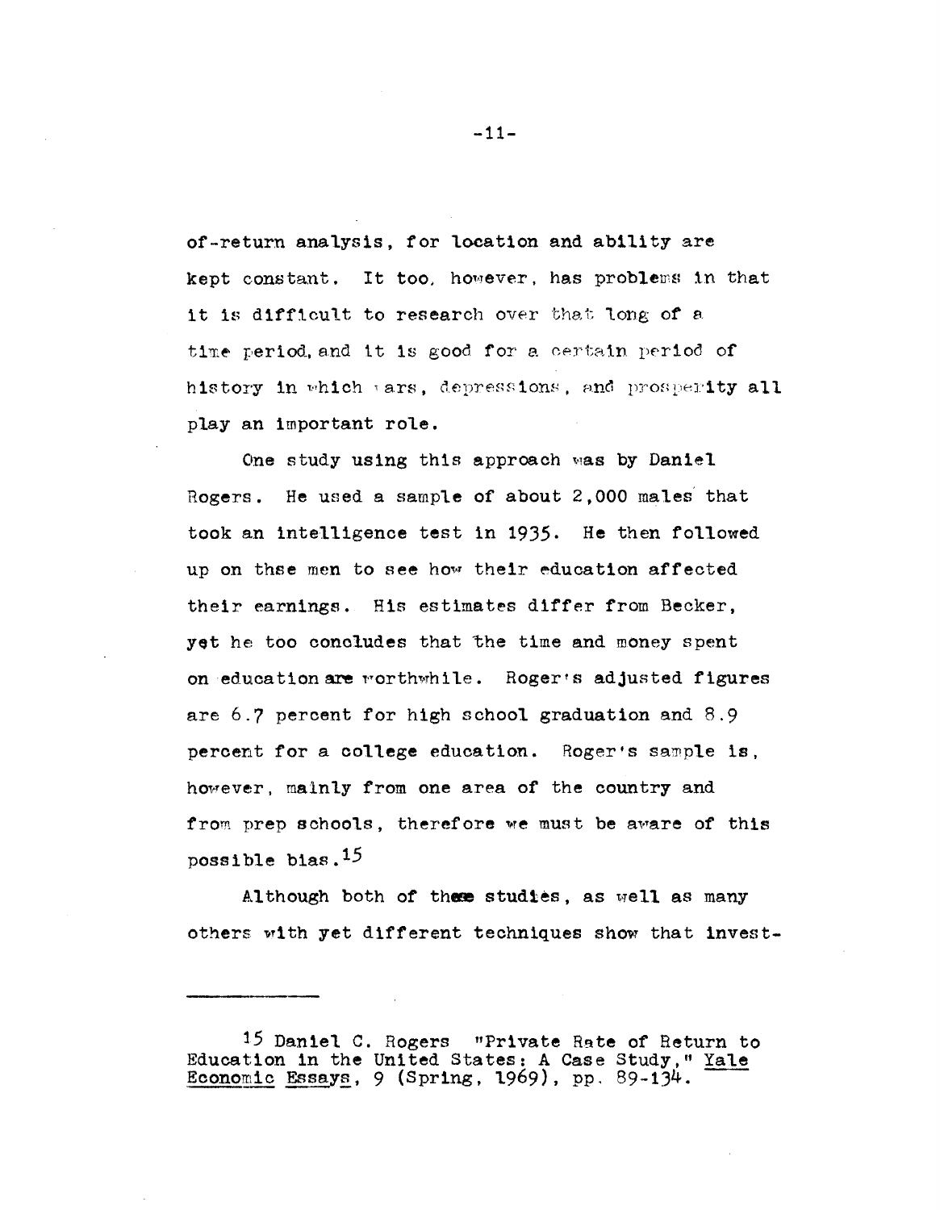of-return analysis, for location and ability are kept constant. It too, however, has problems in that it is difficult to research over that long of a time period, and it is good for a certain period of history in which wars, depressions, and prosperity all play an important role.

One study using this approach was by Daniel Rogers. He used a sample of about 2,000 males that took an intelligence test in 1935. He then followed up on thse men to see how their education affected their earnings. His estimates differ from Becker, yet he too concludes that the time and money spent on education are worthwhile. Roger's adjusted figures are 6.7 percent for high school graduation and 8.9 percent for a college education. Roger's sample is, however, mainly from one area of the country and from prep schools, therefore we must be aware of this possible bias.[15]

Although both of these studies, as well as many others with yet different techniques show that invest-

---

[15] Daniel C. Rogers "Private Rate of Return to Education in the United States: A Case Study," Yale Economic Essays, 9 (Spring, 1969), pp. 89-134.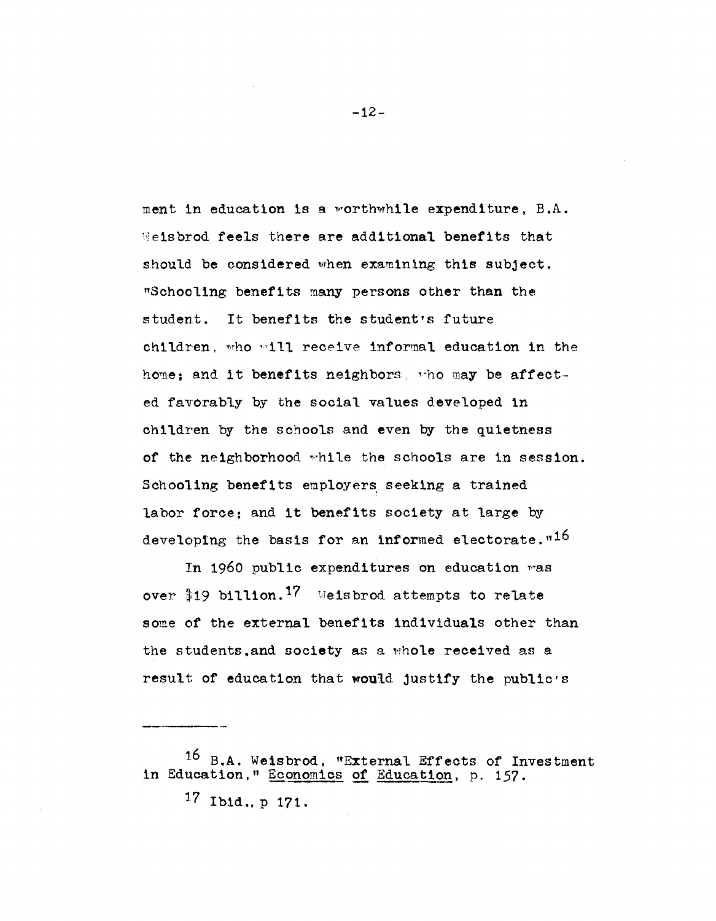ment in education is a worthwhile expenditure, B.A. Weisbrod feels there are additional benefits that should be considered when examining this subject. "Schooling benefits many persons other than the student. It benefits the student's future children, who will receive informal education in the home; and it benefits neighbors, who may be affected favorably by the social values developed in children by the schools and even by the quietness of the neighborhood while the schools are in session. Schooling benefits employers seeking a trained labor force; and it benefits society at large by developing the basis for an informed electorate."[16]

In 1960 public expenditures on education was over $19 billion.[17] Weisbrod attempts to relate some of the external benefits individuals other than the students,and society as a whole received as a result of education that would justify the public's

---

[16] B.A. Weisbrod, "External Effects of Investment in Education," Economics of Education, p. 157.

[17] Ibid., p 171.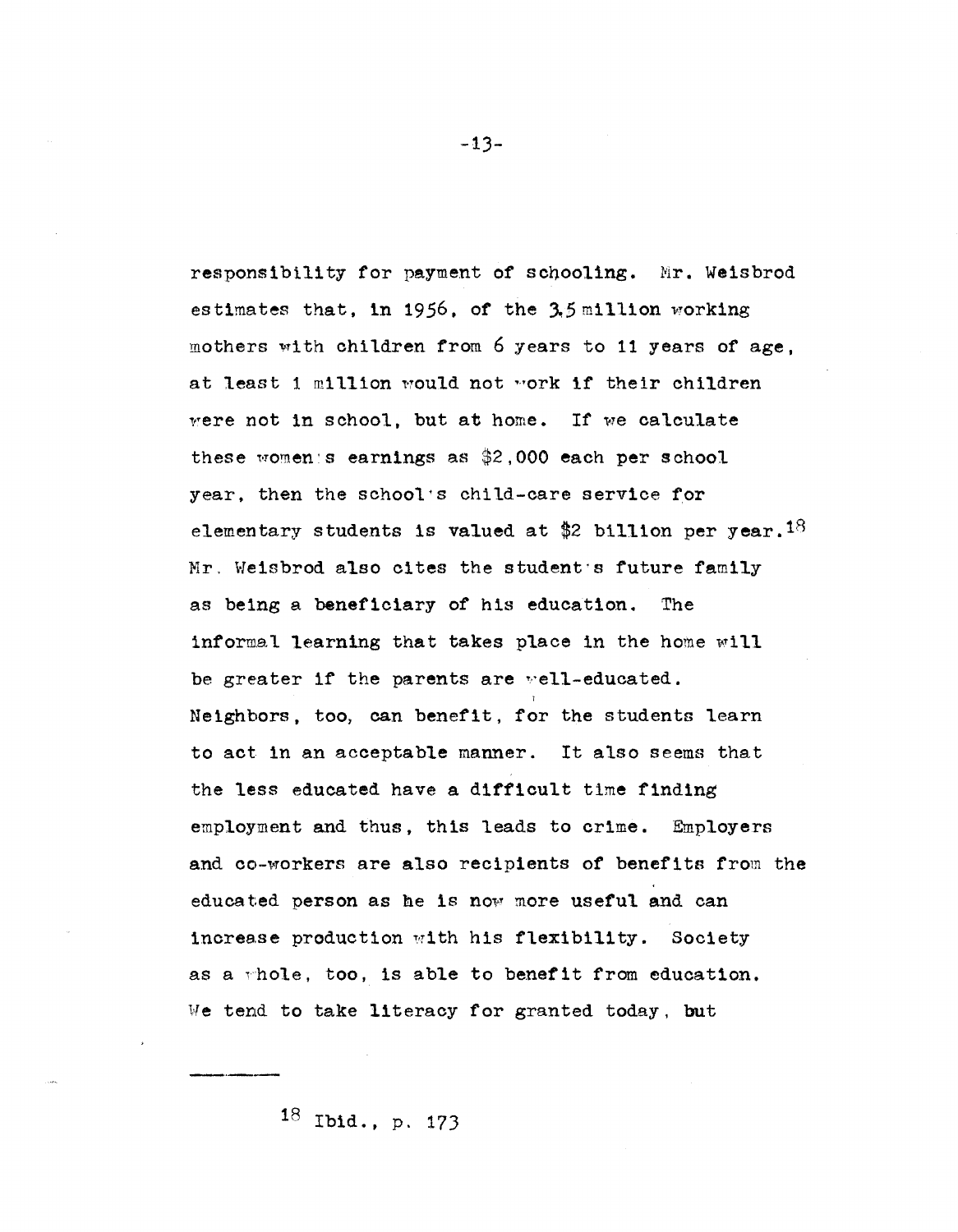responsibility for payment of schooling. Mr. Weisbrod estimates that, in 1956, of the 3.5 million working mothers with children from 6 years to 11 years of age, at least 1 million would not work if their children were not in school, but at home. If we calculate these women's earnings as $2,000 each per school year, then the school's child-care service for elementary students is valued at $2 billion per year.[18] Mr. Weisbrod also cites the student's future family as being a beneficiary of his education. The informal learning that takes place in the home will be greater if the parents are well-educated. Neighbors, too, can benefit, for the students learn to act in an acceptable manner. It also seems that the less educated have a difficult time finding employment and thus, this leads to crime. Employers and co-workers are also recipients of benefits from the educated person as he is now more useful and can increase production with his flexibility. Society as a whole, too, is able to benefit from education. We tend to take literacy for granted today, but

---

[18] Ibid., p. 173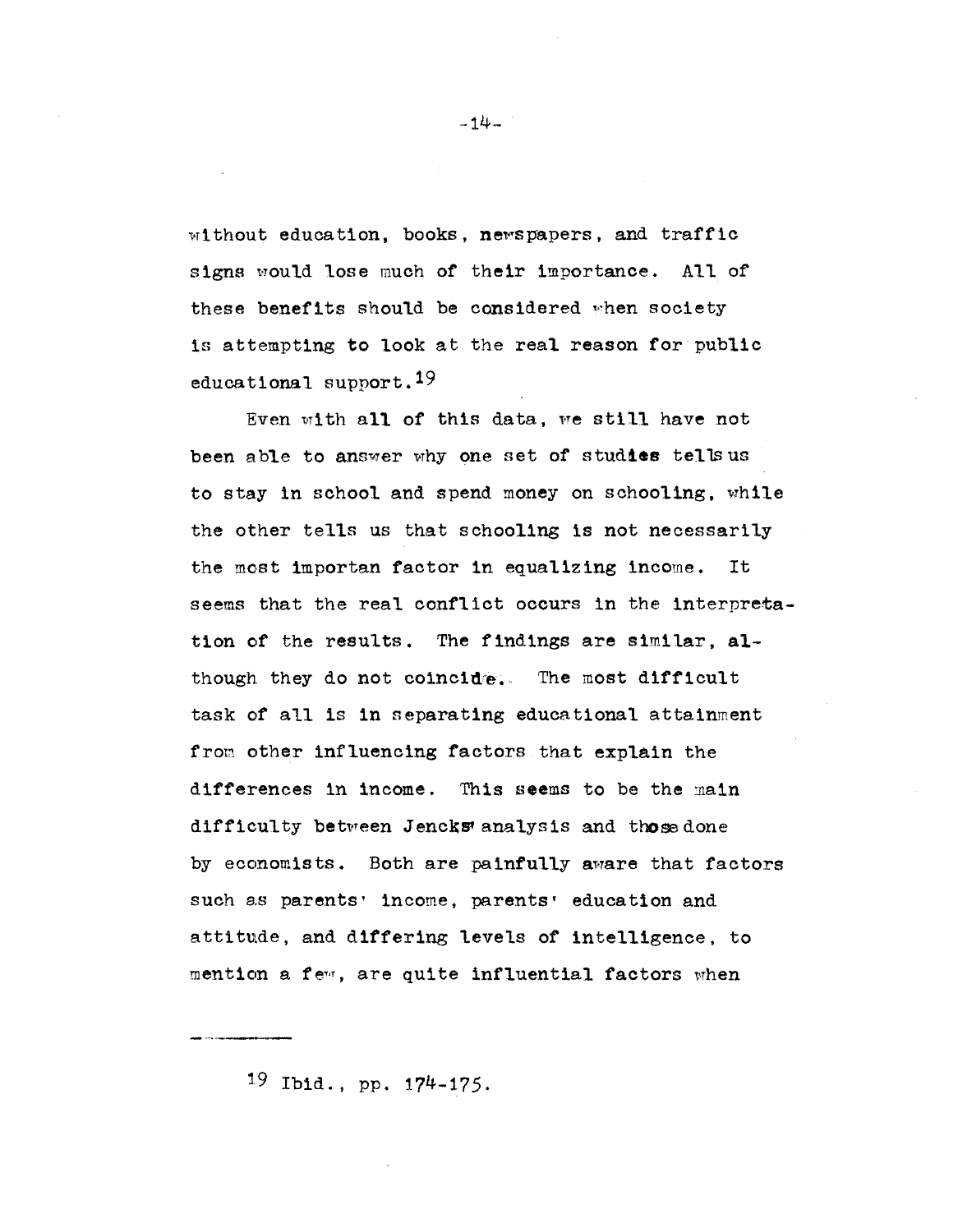without education, books, newspapers, and traffic signs would lose much of their importance. All of these benefits should be considered when society is attempting to look at the real reason for public educational support.[19]

Even with all of this data, we still have not been able to answer why one set of studies tells us to stay in school and spend money on schooling, while the other tells us that schooling is not necessarily the most importan factor in equalizing income. It seems that the real conflict occurs in the interpretation of the results. The findings are similar, although they do not coincide. The most difficult task of all is in separating educational attainment from other influencing factors that explain the differences in income. This seems to be the main difficulty between Jencks' analysis and those done by economists. Both are painfully aware that factors such as parents' income, parents' education and attitude, and differing levels of intelligence, to mention a few, are quite influential factors when

---

[19] Ibid., pp. 174-175.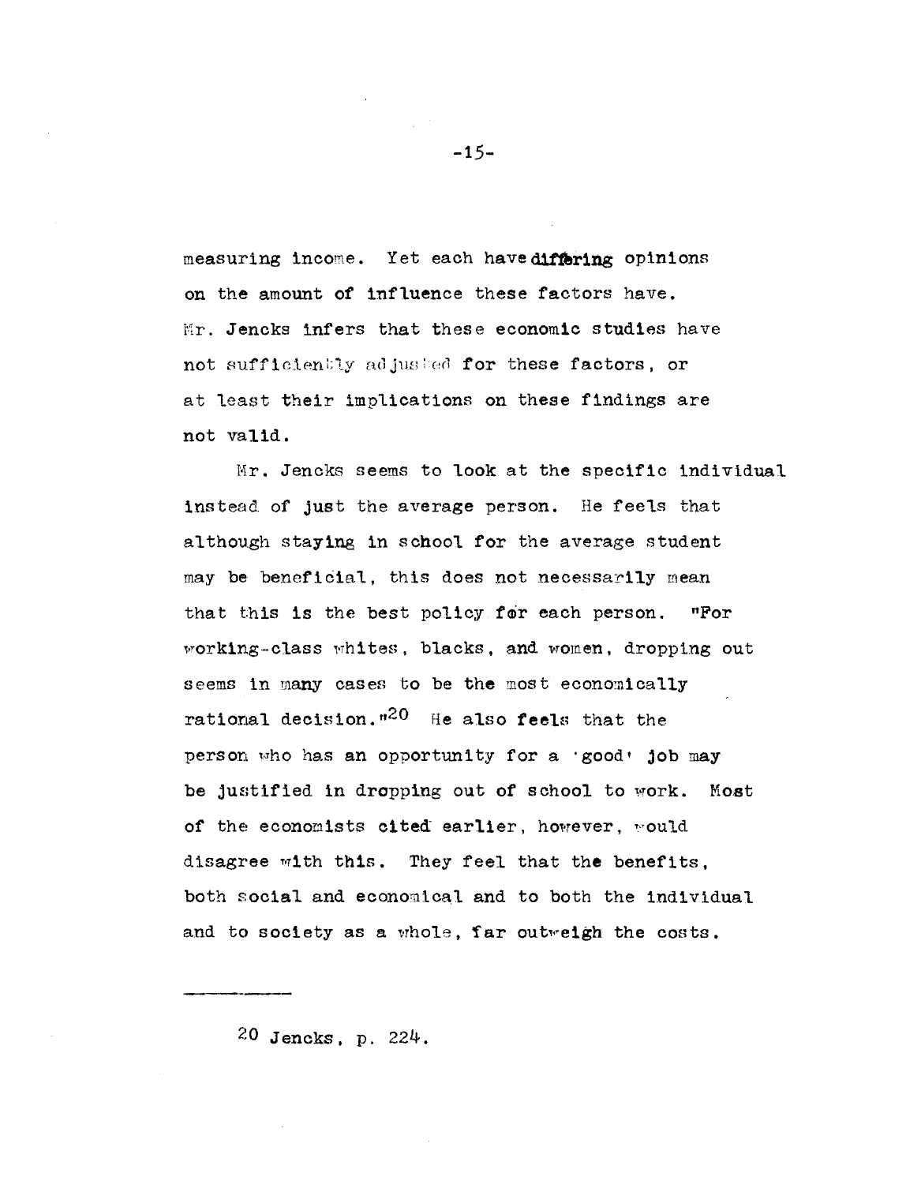measuring income. Yet each have differing opinions on the amount of influence these factors have. Mr. Jencks infers that these economic studies have not sufficiently adjusted for these factors, or at least their implications on these findings are not valid.

Mr. Jencks seems to look at the specific individual instead of just the average person. He feels that although staying in school for the average student may be beneficial, this does not necessarily mean that this is the best policy for each person. "For working-class whites, blacks, and women, dropping out seems in many cases to be the most economically rational decision."[20] He also feels that the person who has an opportunity for a 'good' job may be justified in dropping out of school to work. Most of the economists cited earlier, however, would disagree with this. They feel that the benefits, both social and economical and to both the individual and to society as a whole, far outweigh the costs.

---

[20] Jencks, p. 224.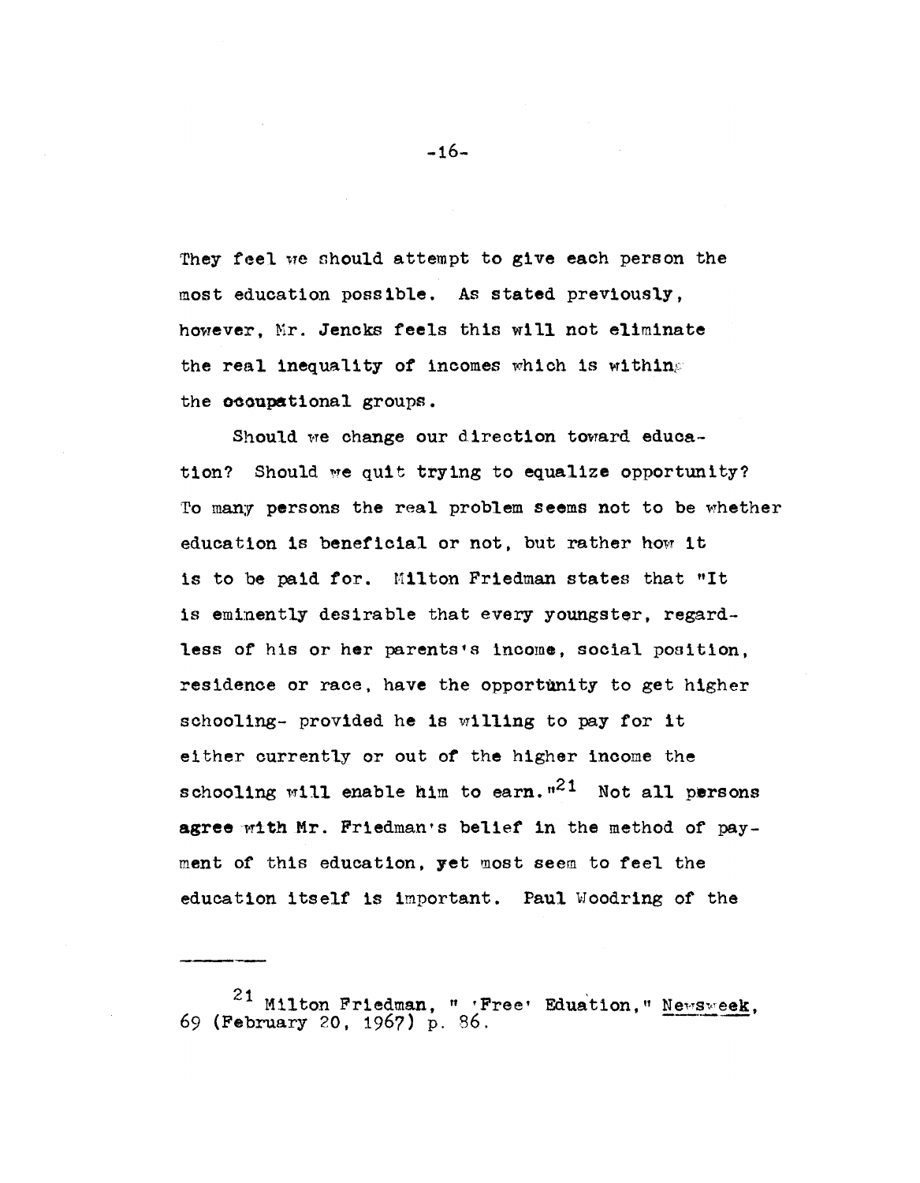They feel we should attempt to give each person the most education possible. As stated previously, however, Mr. Jencks feels this will not eliminate the real inequality of incomes which is within the occupational groups.

Should we change our direction toward education? Should we quit trying to equalize opportunity? To many persons the real problem seems not to be whether education is beneficial or not, but rather how it is to be paid for. Milton Friedman states that "It is eminently desirable that every youngster, regardless of his or her parents's income, social position, residence or race, have the opportunity to get higher schooling- provided he is willing to pay for it either currently or out of the higher income the schooling will enable him to earn."[21] Not all persons agree with Mr. Friedman's belief in the method of payment of this education, yet most seem to feel the education itself is important. Paul Woodring of the

---

[21] Milton Friedman, " 'Free' Eduation," Newsweek, 69 (February 20, 1967) p. 86.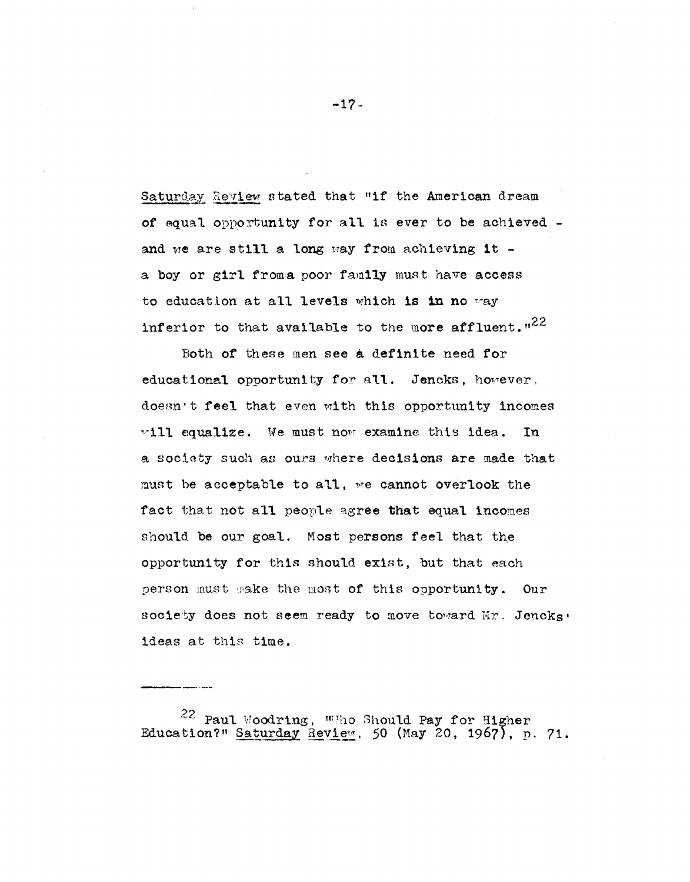*Saturday Review* stated that "if the American dream of equal opportunity for all is ever to be achieved - and we are still a long way from achieving it - a boy or girl from a poor family must have access to education at all levels which is in no way inferior to that available to the more affluent."[22]

Both of these men see a definite need for educational opportunity for all. Jencks, however, doesn't feel that even with this opportunity incomes will equalize. We must now examine this idea. In a society such as ours where decisions are made that must be acceptable to all, we cannot overlook the fact that not all people agree that equal incomes should be our goal. Most persons feel that the opportunity for this should exist, but that each person must make the most of this opportunity. Our society does not seem ready to move toward Mr. Jencks' ideas at this time.

---

[22] Paul Woodring, "Who Should Pay for Higher Education?" *Saturday Review*, 50 (May 20, 1967), p. 71.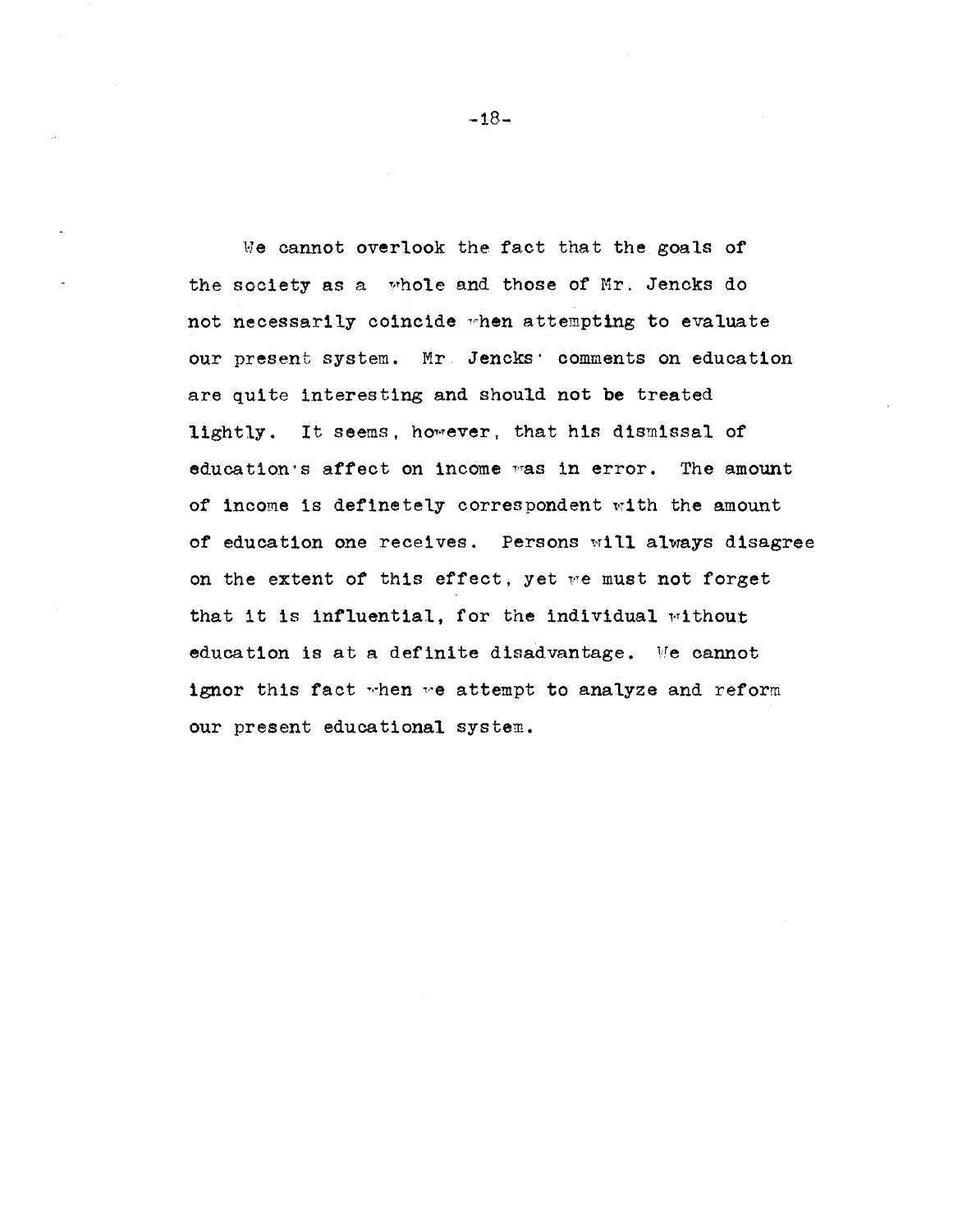We cannot overlook the fact that the goals of the society as a whole and those of Mr. Jencks do not necessarily coincide when attempting to evaluate our present system. Mr. Jencks' comments on education are quite interesting and should not be treated lightly. It seems, however, that his dismissal of education's affect on income was in error. The amount of income is definetely correspondent with the amount of education one receives. Persons will always disagree on the extent of this effect, yet we must not forget that it is influential, for the individual without education is at a definite disadvantage. We cannot ignor this fact when we attempt to analyze and reform our present educational system.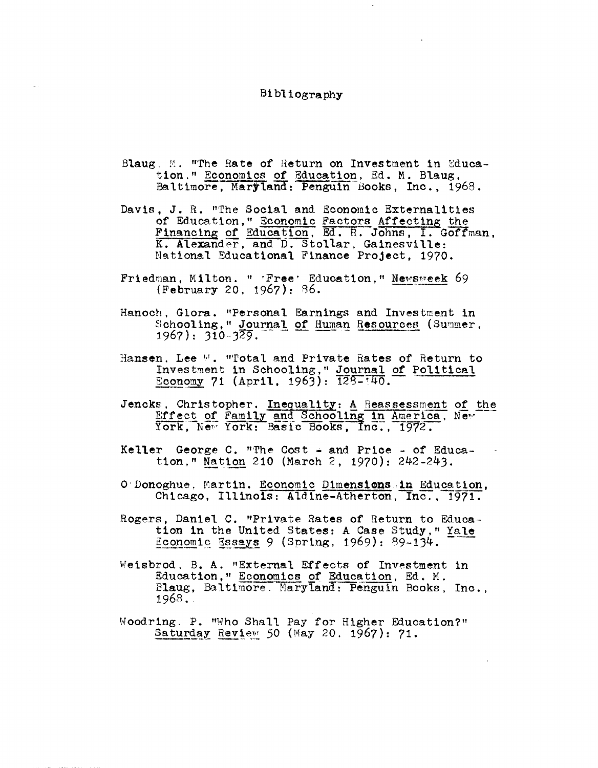# Bibliography

Blaug, M. "The Rate of Return on Investment in Education," Economics of Education, Ed. M. Blaug, Baltimore, Maryland: Penguin Books, Inc., 1968.

Davis, J. R. "The Social and Economic Externalities of Education," Economic Factors Affecting the Financing of Education, Ed. R. Johns, I. Goffman, K. Alexander, and D. Stollar, Gainesville: National Educational Finance Project, 1970.

Friedman, Milton. " 'Free' Education," Newsweek 69 (February 20, 1967): 86.

Hanoch, Giora. "Personal Earnings and Investment in Schooling," Journal of Human Resources (Summer, 1967): 310-329.

Hansen, Lee W. "Total and Private Rates of Return to Investment in Schooling," Journal of Political Economy 71 (April, 1963): 128-140.

Jencks, Christopher. Inequality: A Reassessment of the Effect of Family and Schooling in America, New York, New York: Basic Books, Inc., 1972.

Keller George C. "The Cost - and Price - of Education," Nation 210 (March 2, 1970): 242-243.

O'Donoghue, Martin. Economic Dimensions in Education, Chicago, Illinois: Aldine-Atherton, Inc., 1971.

Rogers, Daniel C. "Private Rates of Return to Education in the United States: A Case Study," Yale Economic Essays 9 (Spring, 1969): 89-134.

Weisbrod, B. A. "External Effects of Investment in Education," Economics of Education, Ed. M. Blaug, Baltimore, Maryland: Penguin Books, Inc., 1968.

Woodring, P. "Who Shall Pay for Higher Education?" Saturday Review 50 (May 20, 1967): 71.